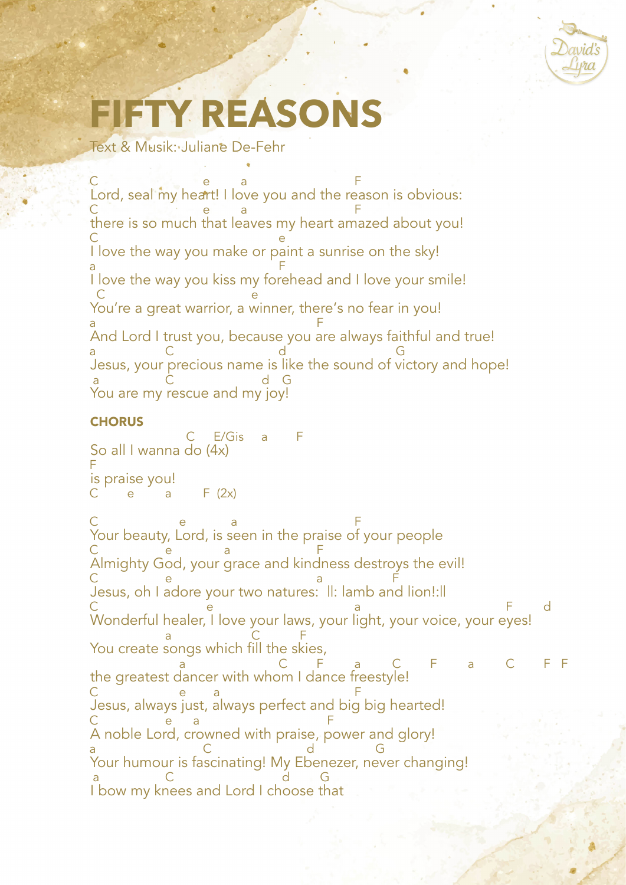# FIFTY REASONS

Text & Musik: Juliane De-Fehr

```
C                    e      a                   F
Lord, seal my heart! I love you and the reason is obvious:
C                    e      a                   F
there is so much that leaves my heart amazed about you!
C                                     e
I love the way you make or paint a sunrise on the sky!
a                                  F
I love the way you kiss my forehead and I love your smile!
 C                         e
You're a great warrior, a winner, there's no fear in you!
a                                         F
And Lord I trust you, because you are always faithful and true!
a           C                d                   G
Jesus, your precious name is like the sound of victory and hope!
 a          C               d  G
You are my rescue and my joy!
```

**CHORUS**

```
                 C    E/Gis    a      F
So all I wanna do (4x)
F
is praise you!
C      e      a      F  (2x)
```

```
C                e        a                     F
Your beauty, Lord, is seen in the praise of your people
C               e         a               F
Almighty God, your grace and kindness destroys the evil!
C               e                         a           F
Jesus, oh I adore your two natures:  ||: lamb and lion!:||
C                      e                     a                         F      d
Wonderful healer, I love your laws, your light, your voice, your eyes!
                a                  C        F
You create songs which fill the skies,
                  a                  C      F      a      C      F      a      C      F  F
the greatest dancer with whom I dance freestyle!
C               e      a                      F
Jesus, always just, always perfect and big big hearted!
C               e     a                       F
A noble Lord, crowned with praise, power and glory!
a                    C                 d             G
Your humour is fascinating! My Ebenezer, never changing!
 a          C                    d      G
I bow my knees and Lord I choose that
```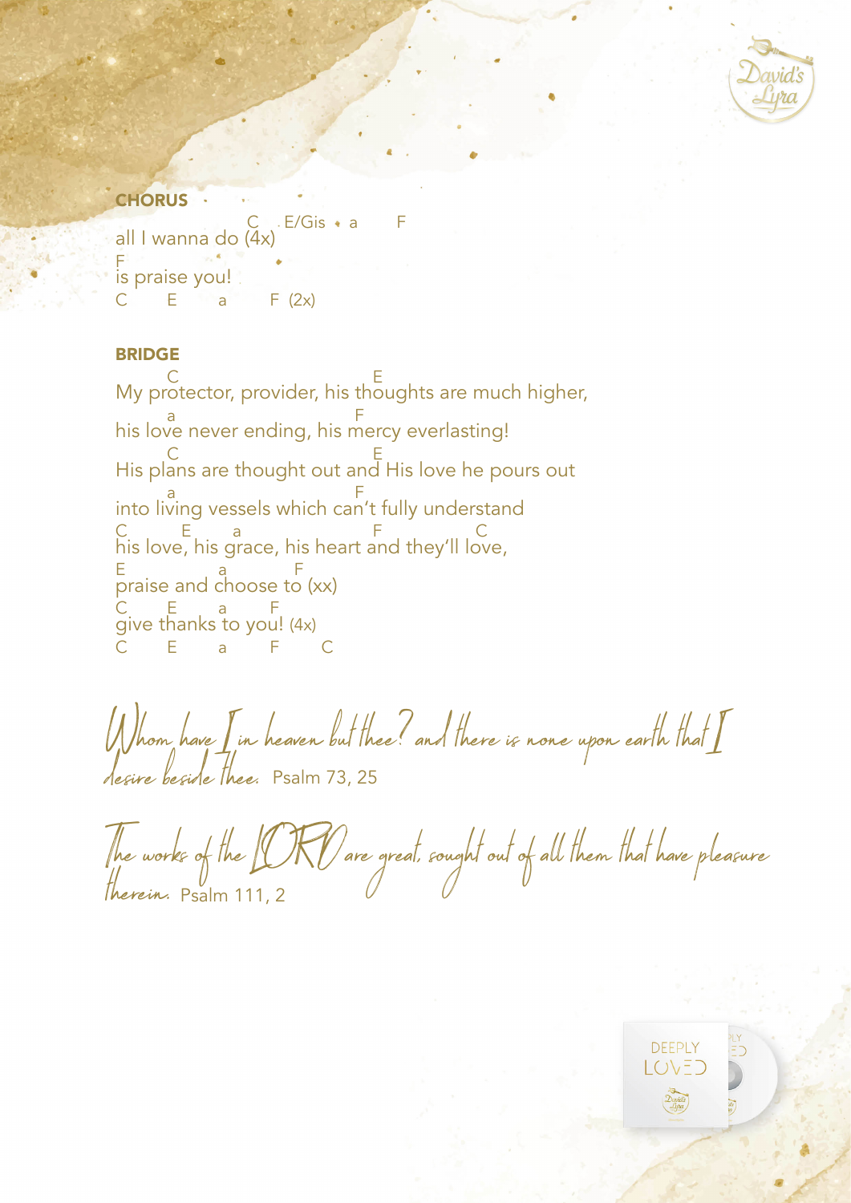## CHORUS

```
                   C   E/Gis   a      F
all I wanna do (4x)
F
is praise you!
C      E      a      F  (2x)
```

## BRIDGE

```
      C                              E
My protector, provider, his thoughts are much higher,
      a                              F
his love never ending, his mercy everlasting!
      C                              E
His plans are thought out and His love he pours out
      a                              F
into living vessels which can't fully understand
C        E      a                    F          C
his love, his grace, his heart and they'll love,
E                a          F
praise and choose to (xx)
C      E      a      F
give thanks to you! (4x)
C      E      a      F      C
```

*Whom have I in heaven but thee? and there is none upon earth that I desire beside thee.* Psalm 73, 25

*The works of the LORD are great, sought out of all them that have pleasure therein.* Psalm 111, 2